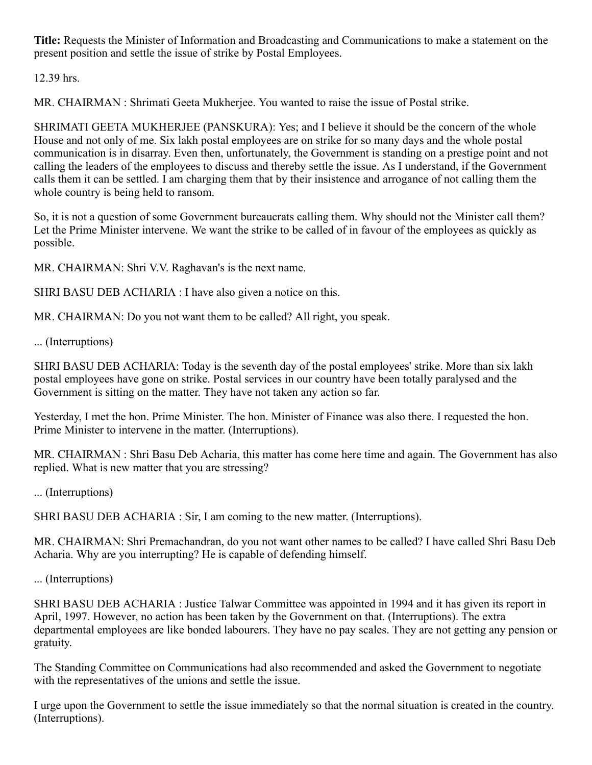**Title:** Requests the Minister of Information and Broadcasting and Communications to make a statement on the present position and settle the issue of strike by Postal Employees.

12.39 hrs.

MR. CHAIRMAN : Shrimati Geeta Mukherjee. You wanted to raise the issue of Postal strike.

SHRIMATI GEETA MUKHERJEE (PANSKURA): Yes; and I believe it should be the concern of the whole House and not only of me. Six lakh postal employees are on strike for so many days and the whole postal communication is in disarray. Even then, unfortunately, the Government is standing on a prestige point and not calling the leaders of the employees to discuss and thereby settle the issue. As I understand, if the Government calls them it can be settled. I am charging them that by their insistence and arrogance of not calling them the whole country is being held to ransom.

So, it is not a question of some Government bureaucrats calling them. Why should not the Minister call them? Let the Prime Minister intervene. We want the strike to be called of in favour of the employees as quickly as possible.

MR. CHAIRMAN: Shri V.V. Raghavan's is the next name.

SHRI BASU DEB ACHARIA : I have also given a notice on this.

MR. CHAIRMAN: Do you not want them to be called? All right, you speak.

... (Interruptions)

SHRI BASU DEB ACHARIA: Today is the seventh day of the postal employees' strike. More than six lakh postal employees have gone on strike. Postal services in our country have been totally paralysed and the Government is sitting on the matter. They have not taken any action so far.

Yesterday, I met the hon. Prime Minister. The hon. Minister of Finance was also there. I requested the hon. Prime Minister to intervene in the matter. (Interruptions).

MR. CHAIRMAN : Shri Basu Deb Acharia, this matter has come here time and again. The Government has also replied. What is new matter that you are stressing?

... (Interruptions)

SHRI BASU DEB ACHARIA : Sir, I am coming to the new matter. (Interruptions).

MR. CHAIRMAN: Shri Premachandran, do you not want other names to be called? I have called Shri Basu Deb Acharia. Why are you interrupting? He is capable of defending himself.

... (Interruptions)

SHRI BASU DEB ACHARIA : Justice Talwar Committee was appointed in 1994 and it has given its report in April, 1997. However, no action has been taken by the Government on that. (Interruptions). The extra departmental employees are like bonded labourers. They have no pay scales. They are not getting any pension or gratuity.

The Standing Committee on Communications had also recommended and asked the Government to negotiate with the representatives of the unions and settle the issue.

I urge upon the Government to settle the issue immediately so that the normal situation is created in the country. (Interruptions).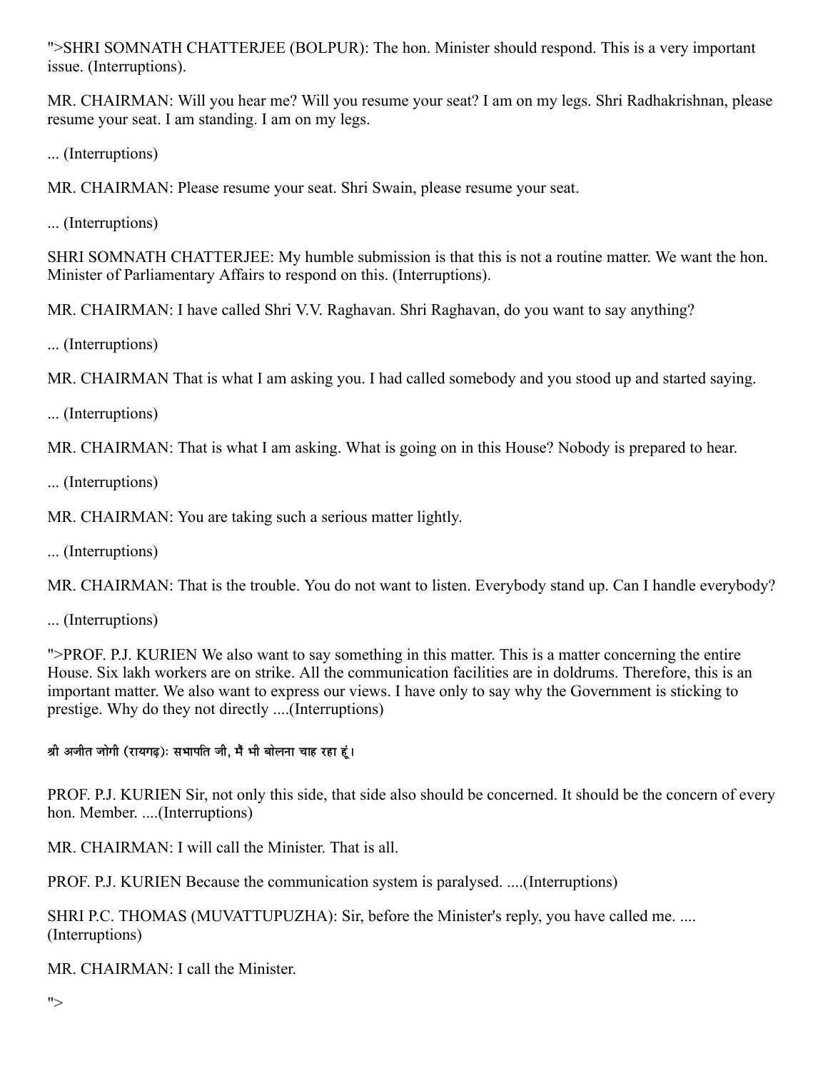">SHRI SOMNATH CHATTERJEE (BOLPUR): The hon. Minister should respond. This is a very important issue. (Interruptions).

MR. CHAIRMAN: Will you hear me? Will you resume your seat? I am on my legs. Shri Radhakrishnan, please resume your seat. I am standing. I am on my legs.

... (Interruptions)

MR. CHAIRMAN: Please resume your seat. Shri Swain, please resume your seat.

... (Interruptions)

SHRI SOMNATH CHATTERJEE: My humble submission is that this is not a routine matter. We want the hon. Minister of Parliamentary Affairs to respond on this. (Interruptions).

MR. CHAIRMAN: I have called Shri V.V. Raghavan. Shri Raghavan, do you want to say anything?

... (Interruptions)

MR. CHAIRMAN That is what I am asking you. I had called somebody and you stood up and started saying.

... (Interruptions)

MR. CHAIRMAN: That is what I am asking. What is going on in this House? Nobody is prepared to hear.

... (Interruptions)

MR. CHAIRMAN: You are taking such a serious matter lightly.

... (Interruptions)

MR. CHAIRMAN: That is the trouble. You do not want to listen. Everybody stand up. Can I handle everybody?

... (Interruptions)

">PROF. P.J. KURIEN We also want to say something in this matter. This is a matter concerning the entire House. Six lakh workers are on strike. All the communication facilities are in doldrums. Therefore, this is an important matter. We also want to express our views. I have only to say why the Government is sticking to prestige. Why do they not directly ....(Interruptions)

श्री अजीत जोगी (रायगढ़): सभापति जी, मैं भी बोलना चाह रहा हूं।

PROF. P.J. KURIEN Sir, not only this side, that side also should be concerned. It should be the concern of every hon. Member. ....(Interruptions)

MR. CHAIRMAN: I will call the Minister. That is all.

PROF. P.J. KURIEN Because the communication system is paralysed. ....(Interruptions)

SHRI P.C. THOMAS (MUVATTUPUZHA): Sir, before the Minister's reply, you have called me. ....(Interruptions)

MR. CHAIRMAN: I call the Minister.

">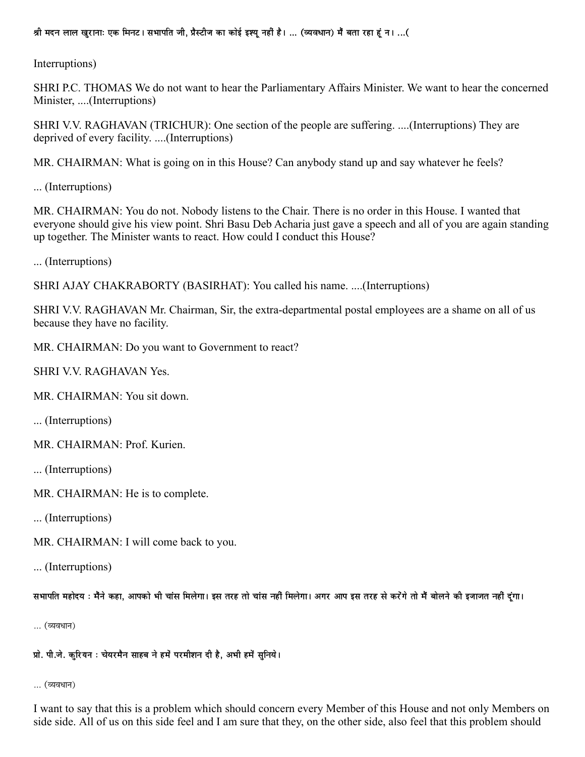श्री मदन लाल खुरानाः एक मिनट। सभापति जी, प्रैस्टीज का कोई इश्यू नहीं है। ... (व्यवधान) मैं बता रहा हूं न। ...(

Interruptions)

SHRI P.C. THOMAS We do not want to hear the Parliamentary Affairs Minister. We want to hear the concerned Minister, ....(Interruptions)

SHRI V.V. RAGHAVAN (TRICHUR): One section of the people are suffering. ....(Interruptions) They are deprived of every facility. ....(Interruptions)

MR. CHAIRMAN: What is going on in this House? Can anybody stand up and say whatever he feels?

... (Interruptions)

MR. CHAIRMAN: You do not. Nobody listens to the Chair. There is no order in this House. I wanted that everyone should give his view point. Shri Basu Deb Acharia just gave a speech and all of you are again standing up together. The Minister wants to react. How could I conduct this House?

... (Interruptions)

SHRI AJAY CHAKRABORTY (BASIRHAT): You called his name. ....(Interruptions)

SHRI V.V. RAGHAVAN Mr. Chairman, Sir, the extra-departmental postal employees are a shame on all of us because they have no facility.

MR. CHAIRMAN: Do you want to Government to react?

SHRI V.V. RAGHAVAN Yes.

MR. CHAIRMAN: You sit down.

... (Interruptions)

MR. CHAIRMAN: Prof. Kurien.

... (Interruptions)

MR. CHAIRMAN: He is to complete.

... (Interruptions)

MR. CHAIRMAN: I will come back to you.

... (Interruptions)

सभापति महोदय : मैंने कहा, आपको भी चांस मिलेगा। इस तरह तो चांस नहीं मिलेगा। अगर आप इस तरह से करेंगे तो मैं बोलने की इजाजत नहीं दूंगा।

... (व्यवधान)

प्रो. पी.जे. कुरियन : चेयरमैन साहब ने हमें परमीशन दी है, अभी हमें सुनिये।

... (व्यवधान)

I want to say that this is a problem which should concern every Member of this House and not only Members on side side. All of us on this side feel and I am sure that they, on the other side, also feel that this problem should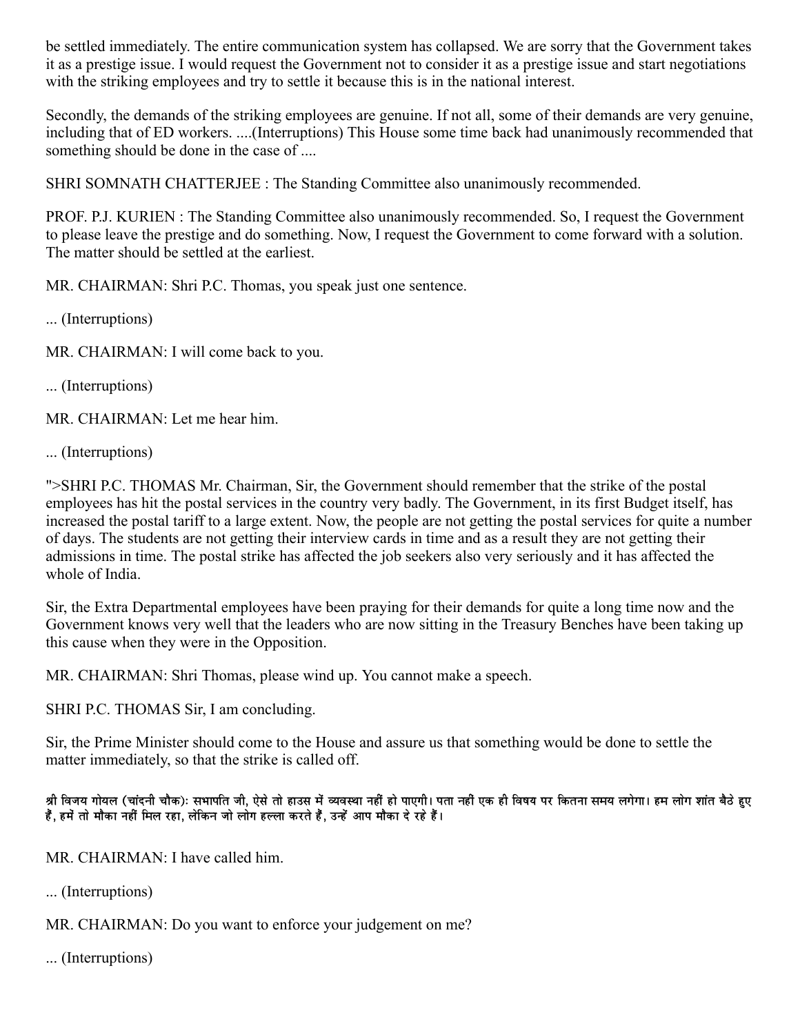be settled immediately. The entire communication system has collapsed. We are sorry that the Government takes it as a prestige issue. I would request the Government not to consider it as a prestige issue and start negotiations with the striking employees and try to settle it because this is in the national interest.

Secondly, the demands of the striking employees are genuine. If not all, some of their demands are very genuine, including that of ED workers. ....(Interruptions) This House some time back had unanimously recommended that something should be done in the case of ....

SHRI SOMNATH CHATTERJEE : The Standing Committee also unanimously recommended.

PROF. P.J. KURIEN : The Standing Committee also unanimously recommended. So, I request the Government to please leave the prestige and do something. Now, I request the Government to come forward with a solution. The matter should be settled at the earliest.

MR. CHAIRMAN: Shri P.C. Thomas, you speak just one sentence.

... (Interruptions)

MR. CHAIRMAN: I will come back to you.

... (Interruptions)

MR. CHAIRMAN: Let me hear him.

... (Interruptions)

">SHRI P.C. THOMAS Mr. Chairman, Sir, the Government should remember that the strike of the postal employees has hit the postal services in the country very badly. The Government, in its first Budget itself, has increased the postal tariff to a large extent. Now, the people are not getting the postal services for quite a number of days. The students are not getting their interview cards in time and as a result they are not getting their admissions in time. The postal strike has affected the job seekers also very seriously and it has affected the whole of India.

Sir, the Extra Departmental employees have been praying for their demands for quite a long time now and the Government knows very well that the leaders who are now sitting in the Treasury Benches have been taking up this cause when they were in the Opposition.

MR. CHAIRMAN: Shri Thomas, please wind up. You cannot make a speech.

SHRI P.C. THOMAS Sir, I am concluding.

Sir, the Prime Minister should come to the House and assure us that something would be done to settle the matter immediately, so that the strike is called off.

श्री विजय गोयल (चांदनी चौक): सभापति जी, ऐसे तो हाउस में व्यवस्था नहीं हो पाएगी। पता नहीं एक ही विषय पर कितना समय लगेगा। हम लोग शांत बैठे हुए हैं, हमें तो मौका नहीं मिल रहा, लेकिन जो लोग हल्ला करते हैं, उन्हें आप मौका दे रहे हैं।

MR. CHAIRMAN: I have called him.

... (Interruptions)

MR. CHAIRMAN: Do you want to enforce your judgement on me?

... (Interruptions)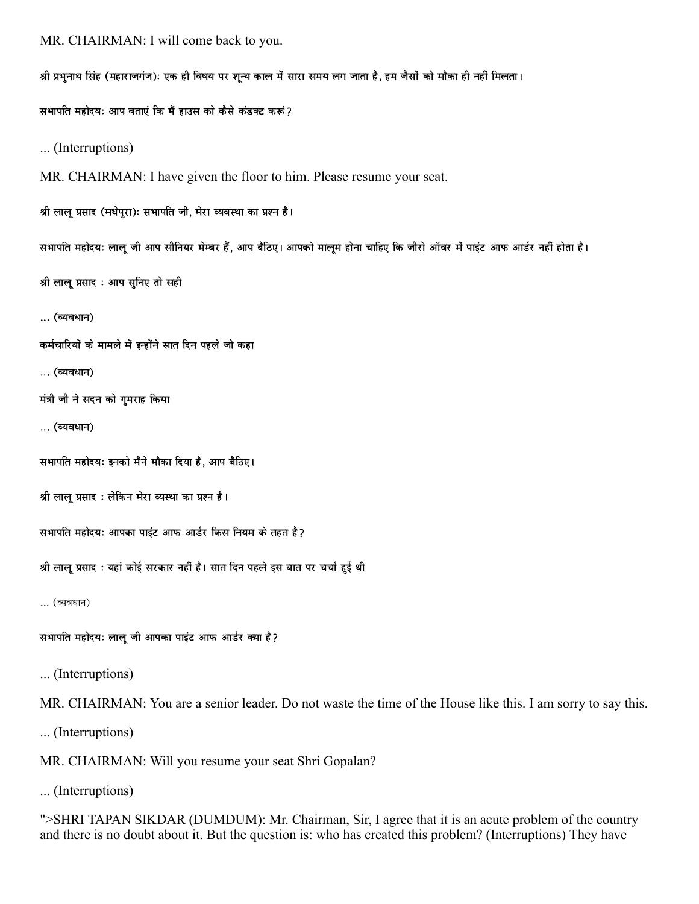MR. CHAIRMAN: I will come back to you.

श्री प्रभुनाथ सिंह (महाराजगंज): एक ही विषय पर शून्य काल में सारा समय लग जाता है, हम जैसों को मौका ही नहीं मिलता।

सभापति महोदयः आप बताएं कि मैं हाउस को कैसे कंडक्ट करूं?

... (Interruptions)

MR. CHAIRMAN: I have given the floor to him. Please resume your seat.

श्री लालू प्रसाद (मधेपुरा): सभापति जी, मेरा व्यवस्था का प्रश्न है।

सभापति महोदयः लालू जी आप सीनियर मेम्बर हैं, आप बैठिए। आपको मालूम होना चाहिए कि जीरो ऑवर में पाइंट आफ आर्डर नहीं होता है।

श्री लालू प्रसाद : आप सुनिए तो सही

... (व्यवधान)

कर्मचारियों के मामले में इन्होंने सात दिन पहले जो कहा

... (व्यवधान)

मंत्री जी ने सदन को गुमराह किया

... (व्यवधान)

सभापति महोदयः इनको मैंने मौका दिया है, आप बैठिए।

श्री लालू प्रसाद : लेकिन मेरा व्यस्था का प्रश्न है।

सभापति महोदयः आपका पाइंट आफ आर्डर किस नियम के तहत है?

श्री लालू प्रसाद : यहां कोई सरकार नहीं है। सात दिन पहले इस बात पर चर्चा हुई थी

... (व्यवधान)

सभापति महोदयः लालू जी आपका पाइंट आफ आर्डर क्या है?

... (Interruptions)

MR. CHAIRMAN: You are a senior leader. Do not waste the time of the House like this. I am sorry to say this.

... (Interruptions)

MR. CHAIRMAN: Will you resume your seat Shri Gopalan?

... (Interruptions)

">SHRI TAPAN SIKDAR (DUMDUM): Mr. Chairman, Sir, I agree that it is an acute problem of the country and there is no doubt about it. But the question is: who has created this problem? (Interruptions) They have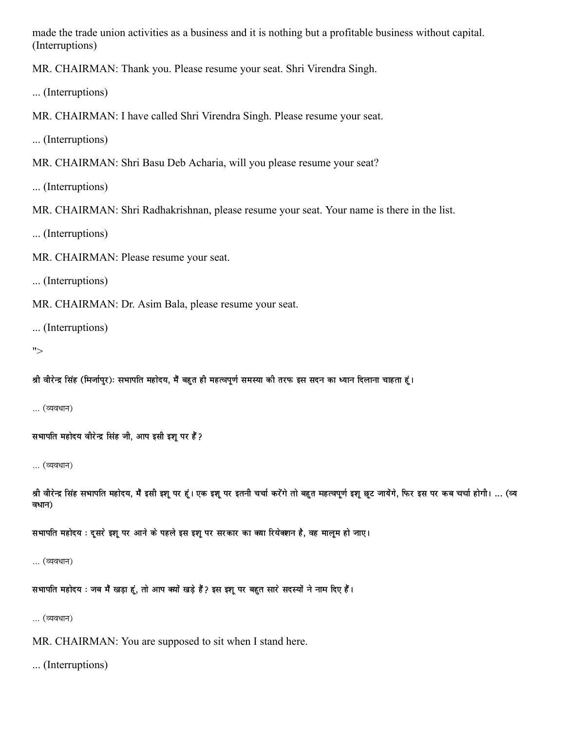made the trade union activities as a business and it is nothing but a profitable business without capital. (Interruptions)

MR. CHAIRMAN: Thank you. Please resume your seat. Shri Virendra Singh.

... (Interruptions)

MR. CHAIRMAN: I have called Shri Virendra Singh. Please resume your seat.

... (Interruptions)

MR. CHAIRMAN: Shri Basu Deb Acharia, will you please resume your seat?

... (Interruptions)

MR. CHAIRMAN: Shri Radhakrishnan, please resume your seat. Your name is there in the list.

... (Interruptions)

MR. CHAIRMAN: Please resume your seat.

... (Interruptions)

MR. CHAIRMAN: Dr. Asim Bala, please resume your seat.

... (Interruptions)

">

**श्री वीरेन्द्र सिंह (मिर्जापुर): सभापति महोदय, मैं बहुत ही महत्वपूर्ण समस्या की तरफ इस सदन का ध्यान दिलाना चाहता हूं।**

... (व्यवधान)

**सभापति महोदय वीरेन्द्र सिंह जी, आप इसी इशू पर हैं?**

... (व्यवधान)

**श्री वीरेन्द्र सिंह सभापति महोदय, मैं इसी इशू पर हूं। एक इशू पर इतनी चर्चा करेंगे तो बहुत महत्वपूर्ण इशू छूट जायेंगे, फिर इस पर कब चर्चा होगी। ... (व्यवधान)**

**सभापति महोदय : दूसरे इशू पर आने के पहले इस इशू पर सरकार का क्या रियेक्शन है, वह मालूम हो जाए।**

... (व्यवधान)

**सभापति महोदय : जब मैं खड़ा हूं, तो आप क्यों खड़े हैं? इस इशू पर बहुत सारे सदस्यों ने नाम दिए हैं।**

... (व्यवधान)

MR. CHAIRMAN: You are supposed to sit when I stand here.

... (Interruptions)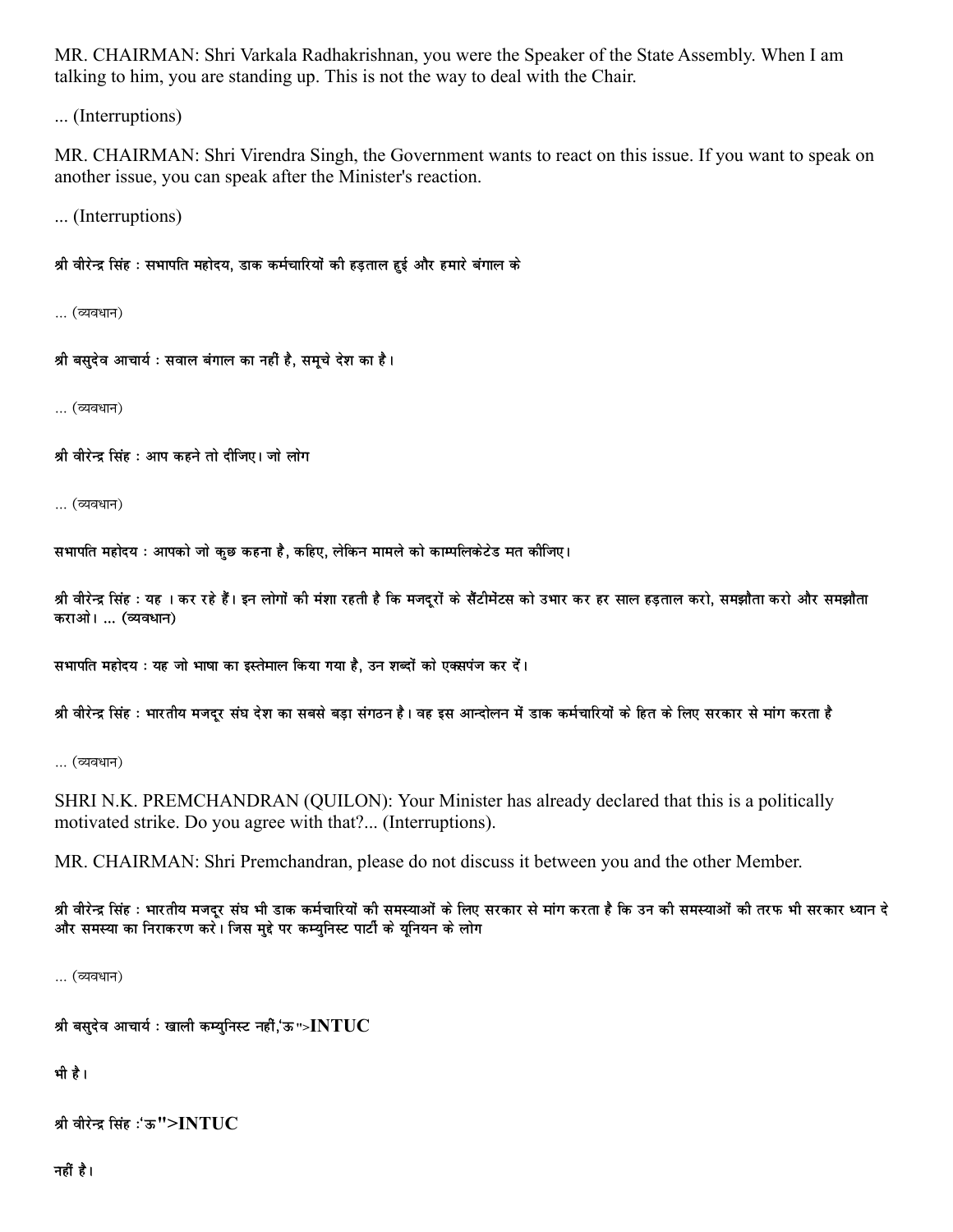MR. CHAIRMAN: Shri Varkala Radhakrishnan, you were the Speaker of the State Assembly. When I am talking to him, you are standing up. This is not the way to deal with the Chair.

... (Interruptions)

MR. CHAIRMAN: Shri Virendra Singh, the Government wants to react on this issue. If you want to speak on another issue, you can speak after the Minister's reaction.

... (Interruptions)

श्री वीरेन्द्र सिंह : सभापति महोदय, डाक कर्मचारियों की हड़ताल हुई और हमारे बंगाल के

... (व्यवधान)

श्री बसुदेव आचार्य : सवाल बंगाल का नहीं है, समूचे देश का है।

... (व्यवधान)

श्री वीरेन्द्र सिंह : आप कहने तो दीजिए। जो लोग

... (व्यवधान)

सभापति महोदय : आपको जो कुछ कहना है, कहिए, लेकिन मामले को काम्पलिकेटेड मत कीजिए।

श्री वीरेन्द्र सिंह : यह । कर रहे हैं। इन लोगों की मंशा रहती है कि मजदूरों के सैंटीमेंटस को उभार कर हर साल हड़ताल करो, समझौता करो और समझौता कराओ। ... (व्यवधान)

सभापति महोदय : यह जो भाषा का इस्तेमाल किया गया है, उन शब्दों को एक्सपंज कर दें।

श्री वीरेन्द्र सिंह : भारतीय मजदूर संघ देश का सबसे बड़ा संगठन है। वह इस आन्दोलन में डाक कर्मचारियों के हित के लिए सरकार से मांग करता है

... (व्यवधान)

SHRI N.K. PREMCHANDRAN (QUILON): Your Minister has already declared that this is a politically motivated strike. Do you agree with that?... (Interruptions).

MR. CHAIRMAN: Shri Premchandran, please do not discuss it between you and the other Member.

श्री वीरेन्द्र सिंह : भारतीय मजदूर संघ भी डाक कर्मचारियों की समस्याओं के लिए सरकार से मांग करता है कि उन की समस्याओं की तरफ भी सरकार ध्यान दे और समस्या का निराकरण करे। जिस मुद्दे पर कम्युनिस्ट पार्टी के यूनियन के लोग

... (व्यवधान)

श्री बसुदेव आचार्य : खाली कम्युनिस्ट नहीं,'ऊ">**INTUC**

भी है।

श्री वीरेन्द्र सिंह :'ऊ">**INTUC**

नहीं है।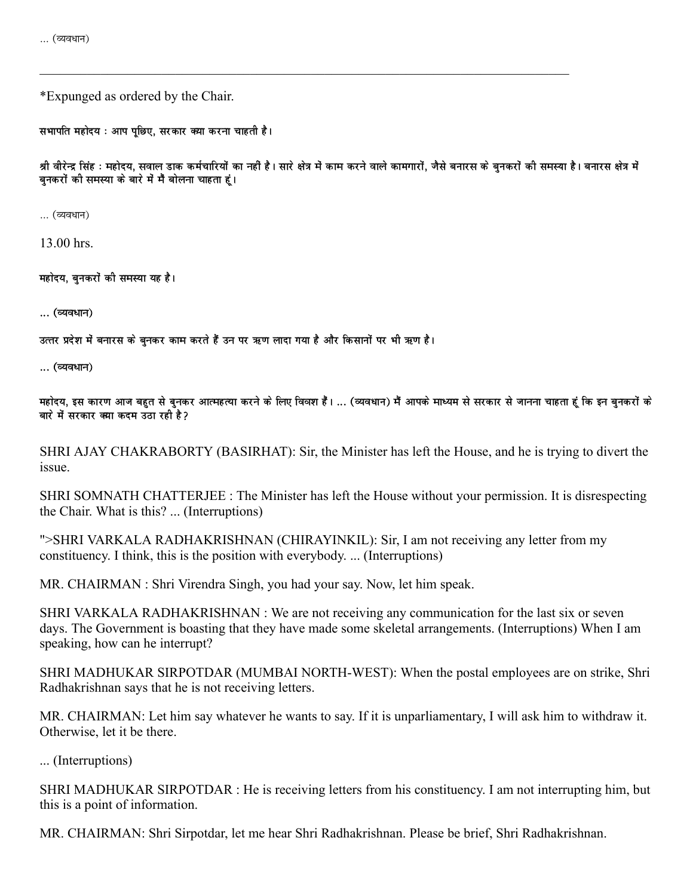... (व्यवधान)

---

*Expunged as ordered by the Chair.

सभापति महोदय : आप पूछिए, सरकार क्या करना चाहती है।

श्री वीरेन्द्र सिंह : महोदय, सवाल डाक कर्मचारियों का नहीं है। सारे क्षेत्र में काम करने वाले कामगारों, जैसे बनारस के बुनकरों की समस्या है। बनारस क्षेत्र में बुनकरों की समस्या के बारे में मैं बोलना चाहता हूं।

... (व्यवधान)

13.00 hrs.

महोदय, बुनकरों की समस्या यह है।

... (व्यवधान)

उत्तर प्रदेश में बनारस के बुनकर काम करते हैं उन पर ऋण लादा गया है और किसानों पर भी ऋण है।

... (व्यवधान)

महोदय, इस कारण आज बहुत से बुनकर आत्महत्या करने के लिए विवश हैं। ... (व्यवधान) मैं आपके माध्यम से सरकार से जानना चाहता हूं कि इन बुनकरों के बारे में सरकार क्या कदम उठा रही है?

SHRI AJAY CHAKRABORTY (BASIRHAT): Sir, the Minister has left the House, and he is trying to divert the issue.

SHRI SOMNATH CHATTERJEE : The Minister has left the House without your permission. It is disrespecting the Chair. What is this? ... (Interruptions)

">SHRI VARKALA RADHAKRISHNAN (CHIRAYINKIL): Sir, I am not receiving any letter from my constituency. I think, this is the position with everybody. ... (Interruptions)

MR. CHAIRMAN : Shri Virendra Singh, you had your say. Now, let him speak.

SHRI VARKALA RADHAKRISHNAN : We are not receiving any communication for the last six or seven days. The Government is boasting that they have made some skeletal arrangements. (Interruptions) When I am speaking, how can he interrupt?

SHRI MADHUKAR SIRPOTDAR (MUMBAI NORTH-WEST): When the postal employees are on strike, Shri Radhakrishnan says that he is not receiving letters.

MR. CHAIRMAN: Let him say whatever he wants to say. If it is unparliamentary, I will ask him to withdraw it. Otherwise, let it be there.

... (Interruptions)

SHRI MADHUKAR SIRPOTDAR : He is receiving letters from his constituency. I am not interrupting him, but this is a point of information.

MR. CHAIRMAN: Shri Sirpotdar, let me hear Shri Radhakrishnan. Please be brief, Shri Radhakrishnan.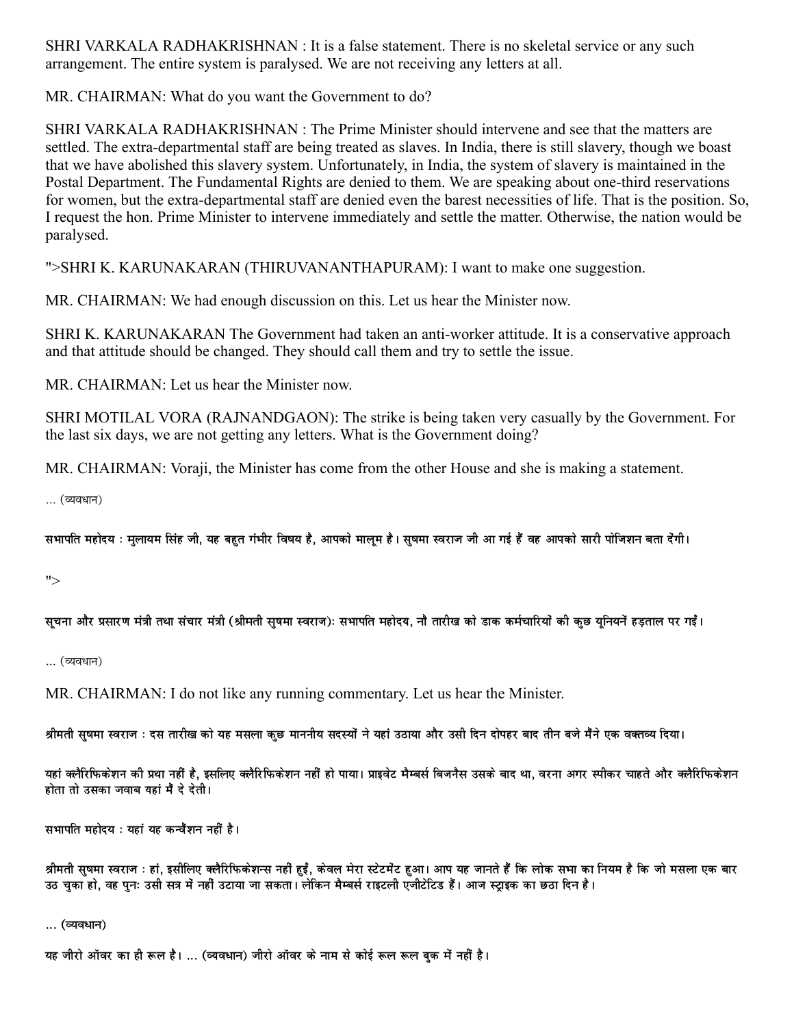SHRI VARKALA RADHAKRISHNAN : It is a false statement. There is no skeletal service or any such arrangement. The entire system is paralysed. We are not receiving any letters at all.

MR. CHAIRMAN: What do you want the Government to do?

SHRI VARKALA RADHAKRISHNAN : The Prime Minister should intervene and see that the matters are settled. The extra-departmental staff are being treated as slaves. In India, there is still slavery, though we boast that we have abolished this slavery system. Unfortunately, in India, the system of slavery is maintained in the Postal Department. The Fundamental Rights are denied to them. We are speaking about one-third reservations for women, but the extra-departmental staff are denied even the barest necessities of life. That is the position. So, I request the hon. Prime Minister to intervene immediately and settle the matter. Otherwise, the nation would be paralysed.

">SHRI K. KARUNAKARAN (THIRUVANANTHAPURAM): I want to make one suggestion.

MR. CHAIRMAN: We had enough discussion on this. Let us hear the Minister now.

SHRI K. KARUNAKARAN The Government had taken an anti-worker attitude. It is a conservative approach and that attitude should be changed. They should call them and try to settle the issue.

MR. CHAIRMAN: Let us hear the Minister now.

SHRI MOTILAL VORA (RAJNANDGAON): The strike is being taken very casually by the Government. For the last six days, we are not getting any letters. What is the Government doing?

MR. CHAIRMAN: Voraji, the Minister has come from the other House and she is making a statement.

... (व्यवधान)

सभापति महोदय : मुलायम सिंह जी, यह बहुत गंभीर विषय है, आपको मालूम है। सुषमा स्वराज जी आ गई हैं वह आपको सारी पोजिशन बता देंगी।

">

सूचना और प्रसारण मंत्री तथा संचार मंत्री (श्रीमती सुषमा स्वराज): सभापति महोदय, नौ तारीख को डाक कर्मचारियों की कुछ यूनियनें हड़ताल पर गईं।

... (व्यवधान)

MR. CHAIRMAN: I do not like any running commentary. Let us hear the Minister.

श्रीमती सुषमा स्वराज : दस तारीख को यह मसला कुछ माननीय सदस्यों ने यहां उठाया और उसी दिन दोपहर बाद तीन बजे मैंने एक वक्तव्य दिया।

यहां क्लैरिफिकेशन की प्रथा नहीं है, इसलिए क्लैरिफिकेशन नहीं हो पाया। प्राइवेट मैम्बर्स बिजनैस उसके बाद था, वरना अगर स्पीकर चाहते और क्लैरिफिकेशन होता तो उसका जवाब यहां मैं दे देती।

सभापति महोदय : यहां यह कन्वैंशन नहीं है।

श्रीमती सुषमा स्वराज : हां, इसीलिए क्लैरिफिकेशन्स नहीं हुईं, केवल मेरा स्टेटमेंट हुआ। आप यह जानते हैं कि लोक सभा का नियम है कि जो मसला एक बार उठ चुका हो, वह पुनः उसी सत्र में नहीं उठाया जा सकता। लेकिन मैम्बर्स राइटली एजीटेटिड हैं। आज स्ट्राइक का छठा दिन है।

... (व्यवधान)

यह जीरो ऑवर का ही रूल है। ... (व्यवधान) जीरो ऑवर के नाम से कोई रूल रूल बुक में नहीं है।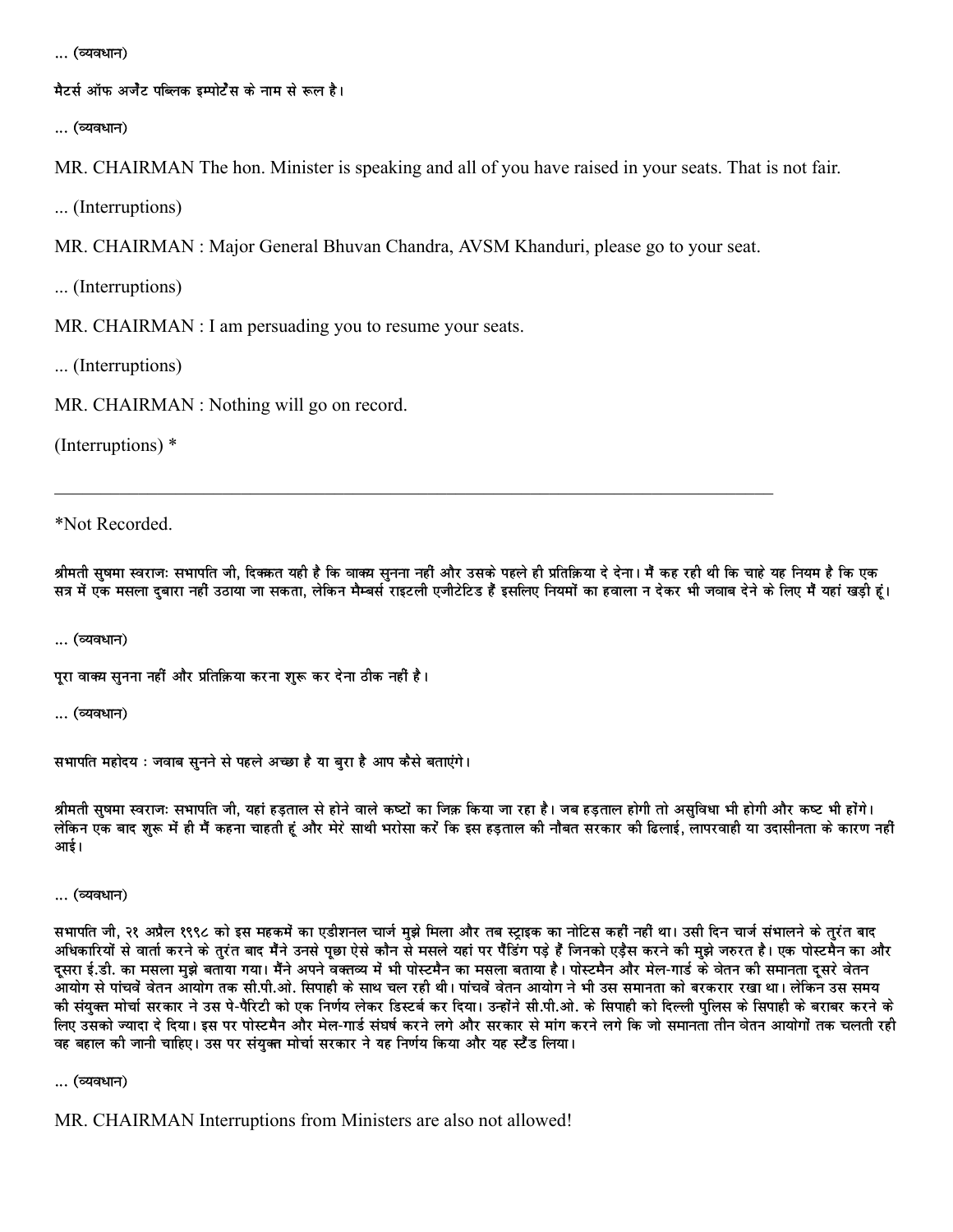... (व्यवधान)

मैटर्स ऑफ अर्जेंट पब्लिक इम्पोर्टेंस के नाम से रूल है।

... (व्यवधान)

MR. CHAIRMAN The hon. Minister is speaking and all of you have raised in your seats. That is not fair.

... (Interruptions)

MR. CHAIRMAN : Major General Bhuvan Chandra, AVSM Khanduri, please go to your seat.

... (Interruptions)

MR. CHAIRMAN : I am persuading you to resume your seats.

... (Interruptions)

MR. CHAIRMAN : Nothing will go on record.

(Interruptions) *

---

*Not Recorded.

श्रीमती सुषमा स्वराजः सभापति जी, दिक्कत यही है कि वाक्य सुनना नहीं और उसके पहले ही प्रतिक्रिया दे देना। मैं कह रही थी कि चाहे यह नियम है कि एक सत्र में एक मसला दुबारा नहीं उठाया जा सकता, लेकिन मैम्बर्स राइटली एजीटेटिड हैं इसलिए नियमों का हवाला न देकर भी जवाब देने के लिए मैं यहां खड़ी हूं।

... (व्यवधान)

पूरा वाक्य सुनना नहीं और प्रतिक्रिया करना शुरू कर देना ठीक नहीं है।

... (व्यवधान)

सभापति महोदय : जवाब सुनने से पहले अच्छा है या बुरा है आप कैसे बताएंगे।

श्रीमती सुषमा स्वराजः सभापति जी, यहां हड़ताल से होने वाले कष्टों का जिक्र किया जा रहा है। जब हड़ताल होगी तो असुविधा भी होगी और कष्ट भी होंगे। लेकिन एक बाद शुरू में ही मैं कहना चाहती हूं और मेरे साथी भरोसा करें कि इस हड़ताल की नौबत सरकार की ढिलाई, लापरवाही या उदासीनता के कारण नहीं आई।

... (व्यवधान)

सभापति जी, २१ अप्रैल १९९८ को इस महकमें का एडीशनल चार्ज मुझे मिला और तब स्ट्राइक का नोटिस कहीं नहीं था। उसी दिन चार्ज संभालने के तुरंत बाद अधिकारियों से वार्ता करने के तुरंत बाद मैंने उनसे पूछा ऐसे कौन से मसले यहां पर पैंडिंग पड़े हैं जिनको एड्रैस करने की मुझे जरुरत है। एक पोस्टमैन का और दूसरा ई.डी. का मसला मुझे बताया गया। मैंने अपने वक्तव्य में भी पोस्टमैन का मसला बताया है। पोस्टमैन और मेल-गार्ड के वेतन की समानता दूसरे वेतन आयोग से पांचवें वेतन आयोग तक सी.पी.ओ. सिपाही के साथ चल रही थी। पांचवें वेतन आयोग ने भी उस समानता को बरकरार रखा था। लेकिन उस समय की संयुक्त मोर्चा सरकार ने उस पे-पैरिटी को एक निर्णय लेकर डिस्टर्ब कर दिया। उन्होंने सी.पी.ओ. के सिपाही को दिल्ली पुलिस के सिपाही के बराबर करने के लिए उसको ज्यादा दे दिया। इस पर पोस्टमैन और मेल-गार्ड संघर्ष करने लगे और सरकार से मांग करने लगे कि जो समानता तीन वेतन आयोगों तक चलती रही वह बहाल की जानी चाहिए। उस पर संयुक्त मोर्चा सरकार ने यह निर्णय किया और यह स्टैंड लिया।

... (व्यवधान)

MR. CHAIRMAN Interruptions from Ministers are also not allowed!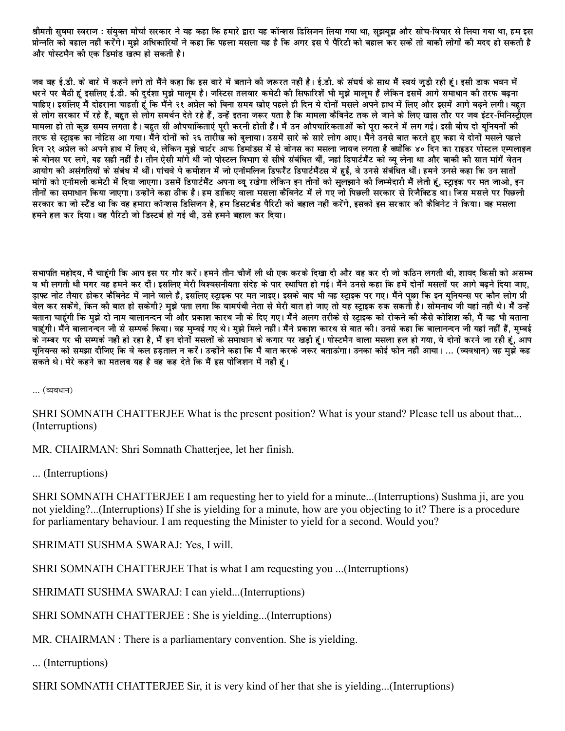श्रीमती सुषमा स्वराज : संयुक्त मोर्चा सरकार ने यह कहा कि हमारे द्वारा यह कॉन्शस डिसिजन लिया गया था, सूझबूझ और सोच-विचार से लिया गया था, हम इस प्रोन्नति को बहाल नहीं करेंगे। मुझे अधिकारियों ने कहा कि पहला मसला यह है कि अगर इस पे पैरिटी को बहाल कर सकें तो बाकी लोगों की मदद हो सकती है और पोस्टमैन की एक डिमांड खत्म हो सकती है।

जब वह ई.डी. के बारे में कहने लगे तो मैंने कहा कि इस बारे में बताने की जरूरत नहीं है। ई.डी. के संघर्ष के साथ मैं स्वयं जुड़ी रही हूं। इसी डाक भवन में धरने पर बैठी हूं इसलिए ई.डी. की दुर्दशा मुझे मालूम है। जस्टिस तलवार कमेटी की सिफारिशें भी मुझे मालूम हैं लेकिन इसमें आगे समाधान की तरफ बढ़ना चाहिए। इसलिए मैं दोहराना चाहती हूं कि मैंने २१ अप्रेल को बिना समय खोए पहले ही दिन ये दोनों मसले अपने हाथ में लिए और इसमें आगे बढ़ने लगी। बहुत से लोग सरकार में रहे हैं, बहुत से लोग समर्थन देते रहे हैं, उन्हें इतना जरूर पता है कि मामला कैबिनेट तक ले जाने के लिए खास तौर पर जब इंटर-मिनिस्ट्रीएल मामला हो तो कुछ समय लगता है। बहुत सी औपचाकिताएं पूरी करनी होती हैं। मैं उन औपचारिकताओं को पूरा करने में लग गई। इसी बीच दो यूनियनों की तरफ से स्ट्राइक का नोटिस आ गया। मैंने दोनों को २६ तारीख को बुलाया। उसमें सारे के सारे लोग आए। मैंने उनसे बात करते हुए कहा ये दोनों मसले पहले दिन २१ अप्रेल को अपने हाथ में लिए थे, लेकिन मुझे चार्टर आफ डिमांडस में से बोनस का मसला जायज लगता है क्योंकि ४० दिन का राइडर पोस्टल एम्पलाइज के बोनस पर लगे, यह सही नहीं है। तीन ऐसी मांगे थीं जो पोस्टल विभाग से सीधे संबंधित थीं, जहां डिपार्टमैंट को व्यू लेना था और बाकी की सात मांगें वेतन आयोग की असंगतियों के संबंध में थीं। पांचवे पे कमीशन में जो एनॉमलिज डिफरैंट डिपार्टमैंटस में हुईं, वे उनसे संबंधित थीं। हमने उनसे कहा कि उन सातों मांगों को एनॉमली कमेटी में दिया जाएगा। उसमें डिपार्टमैंट अपना व्यू रखेगा लेकिन इन तीनों को सुलझाने की जिम्मेदारी मैं लेती हूं, स्ट्राइक पर मत जाओ, इन तीनों का समाधान किया जाएगा। उन्होंने कहा ठीक है। हम डाकिए वाला मसला कैबिनेट में ले गए जो पिछली सरकार से रिजैक्टिड था। जिस मसले पर पिछली सरकार का जो स्टैंड था कि वह हमारा कॉन्शस डिसिजन है, हम डिसटर्बड पैरिटी को बहाल नहीं करेंगे, इसको इस सरकार की कैबिनेट ने किया। वह मसला हमने हल कर दिया। वह पैरिटी जो डिस्टर्ब हो गई थी, उसे हमने बहाल कर दिया।

सभापति महोदय, मैं चाहूंगी कि आप इस पर गौर करें। हमने तीन चीजें ली थी एक करके दिखा दी और वह कर दी जो कठिन लगती थी, शायद किसी को असम्भव भी लगती थी मगर वह हमने कर दीं। इसलिए मेरी विश्वसनीयता संदेह के पार स्थापित हो गई। मैंने उनसे कहा कि हमें दोनों मसलों पर आगे बढ़ने दिया जाए, ड्राफ्ट नोट तैयार होकर कैबिनेट में जाने वाले हैं, इसलिए स्ट्राइक पर मत जाइए। इसके बाद भी वह स्ट्राइक पर गए। मैंने पूछा कि इन यूनियन्स पर कौन लोग प्रीवेल कर सकेंगे, किन की बात हो सकेगी? मुझे पता लगा कि वामपंथी नेता से मेरी बात हो जाए तो यह स्ट्राइक रुक सकती है। सोमनाथ जी यहां नहीं थे। मैं उन्हें बताना चाहूंगी कि मुझे दो नाम बालानन्दन जी और प्रकाश कारथ जी के दिए गए। मैंने अलग तरीके से स्ट्राइक को रोकने की कैसे कोशिश की, मैं वह भी बताना चाहूंगी। मैंने बालानन्दन जी से सम्पर्क किया। वह मुम्बई गए थे। मुझे मिले नहीं। मैंने प्रकाश कारथ से बात की। उनसे कहा कि बालानन्दन जी यहां नहीं हैं, मुम्बई के नम्बर पर भी सम्पर्क नहीं हो रहा है, मैं इन दोनों मसलों के समाधान के कगार पर खड़ी हूं। पोस्टमैन वाला मसला हल हो गया, ये दोनों करने जा रही हूं, आप यूनियन्स को समझा दीजिए कि वे कल हड़ताल न करें। उन्होंने कहा कि मैं बात करके जरूर बताऊंगा। उनका कोई फोन नहीं आया। ... (व्यवधान) वह मुझे कह सकते थे। मेरे कहने का मतलब यह है वह कह देते कि मैं इस पोजिशन में नहीं हूं।

... (व्यवधान)

SHRI SOMNATH CHATTERJEE What is the present position? What is your stand? Please tell us about that...(Interruptions)

MR. CHAIRMAN: Shri Somnath Chatterjee, let her finish.

... (Interruptions)

SHRI SOMNATH CHATTERJEE I am requesting her to yield for a minute...(Interruptions) Sushma ji, are you not yielding?...(Interruptions) If she is yielding for a minute, how are you objecting to it? There is a procedure for parliamentary behaviour. I am requesting the Minister to yield for a second. Would you?

SHRIMATI SUSHMA SWARAJ: Yes, I will.

SHRI SOMNATH CHATTERJEE That is what I am requesting you ...(Interruptions)

SHRIMATI SUSHMA SWARAJ: I can yield...(Interruptions)

SHRI SOMNATH CHATTERJEE : She is yielding...(Interruptions)

MR. CHAIRMAN : There is a parliamentary convention. She is yielding.

... (Interruptions)

SHRI SOMNATH CHATTERJEE Sir, it is very kind of her that she is yielding...(Interruptions)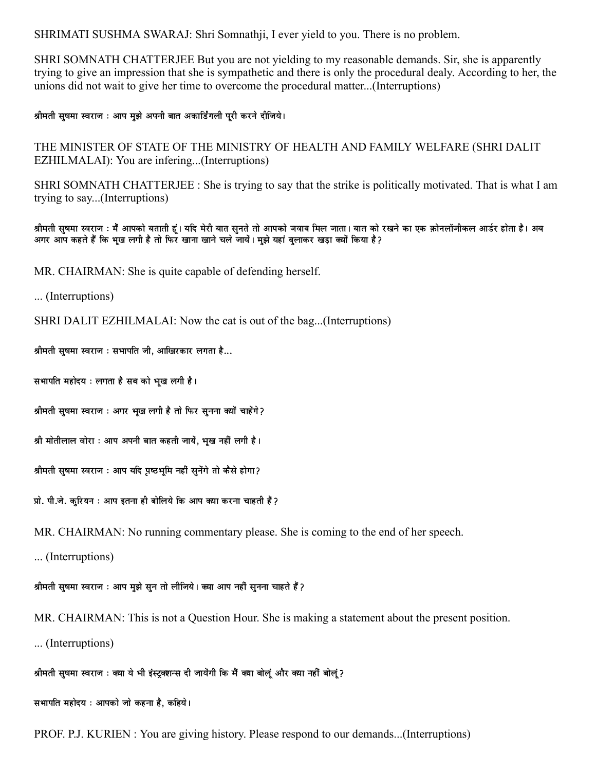SHRIMATI SUSHMA SWARAJ: Shri Somnathji, I ever yield to you. There is no problem.

SHRI SOMNATH CHATTERJEE But you are not yielding to my reasonable demands. Sir, she is apparently trying to give an impression that she is sympathetic and there is only the procedural dealy. According to her, the unions did not wait to give her time to overcome the procedural matter...(Interruptions)

श्रीमती सुषमा स्वराज : आप मुझे अपनी बात अकार्डिंगली पूरी करने दीजिये।

THE MINISTER OF STATE OF THE MINISTRY OF HEALTH AND FAMILY WELFARE (SHRI DALIT EZHILMALAI): You are infering...(Interruptions)

SHRI SOMNATH CHATTERJEE : She is trying to say that the strike is politically motivated. That is what I am trying to say...(Interruptions)

श्रीमती सुषमा स्वराज : मैं आपको बताती हूं। यदि मेरी बात सुनते तो आपको जवाब मिल जाता। बात को रखने का एक क्रोनलॉजीकल आर्डर होता है। अब अगर आप कहते हैं कि भूख लगी है तो फिर खाना खाने चले जायें। मुझे यहां बुलाकर खड़ा क्यों किया है?

MR. CHAIRMAN: She is quite capable of defending herself.

... (Interruptions)

SHRI DALIT EZHILMALAI: Now the cat is out of the bag...(Interruptions)

श्रीमती सुषमा स्वराज : सभापति जी, आखिरकार लगता है...

सभापति महोदय : लगता है सब को भूख लगी है।

श्रीमती सुषमा स्वराज : अगर भूख लगी है तो फिर सुनना क्यों चाहेंगे?

श्री मोतीलाल वोरा : आप अपनी बात कहती जायें, भूख नहीं लगी है।

श्रीमती सुषमा स्वराज : आप यदि पृष्ठभूमि नहीं सुनेंगे तो कैसे होगा?

प्रो. पी.जे. कुरियन : आप इतना ही बोलिये कि आप क्या करना चाहती हैं?

MR. CHAIRMAN: No running commentary please. She is coming to the end of her speech.

... (Interruptions)

श्रीमती सुषमा स्वराज : आप मुझे सुन तो लीजिये। क्या आप नहीं सुनना चाहते हैं?

MR. CHAIRMAN: This is not a Question Hour. She is making a statement about the present position.

... (Interruptions)

श्रीमती सुषमा स्वराज : क्या ये भी इंस्ट्रक्शन्स दी जायेंगी कि मैं क्या बोलूं और क्या नहीं बोलूं?

सभापति महोदय : आपको जो कहना है, कहिये।

PROF. P.J. KURIEN : You are giving history. Please respond to our demands...(Interruptions)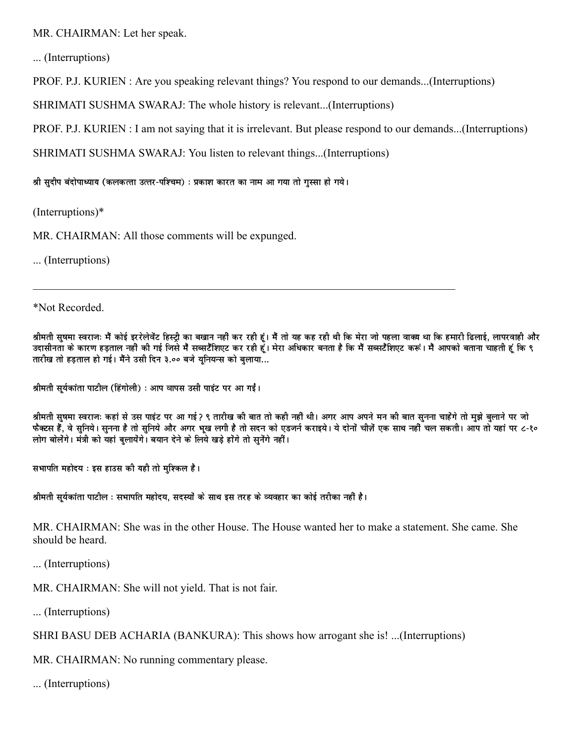MR. CHAIRMAN: Let her speak.

... (Interruptions)

PROF. P.J. KURIEN : Are you speaking relevant things? You respond to our demands...(Interruptions)

SHRIMATI SUSHMA SWARAJ: The whole history is relevant...(Interruptions)

PROF. P.J. KURIEN : I am not saying that it is irrelevant. But please respond to our demands...(Interruptions)

SHRIMATI SUSHMA SWARAJ: You listen to relevant things...(Interruptions)

श्री सुदीप बंदोपाध्याय (कलकत्ता उत्तर-पश्चिम) : प्रकाश कारत का नाम आ गया तो गुस्सा हो गये।

(Interruptions)*

MR. CHAIRMAN: All those comments will be expunged.

... (Interruptions)

---

*Not Recorded.

श्रीमती सुषमा स्वराजः मैं कोई इररेलेवेंट हिस्ट्री का बखान नहीं कर रही हूं। मैं तो यह कह रही थी कि मेरा जो पहला वाक्य था कि हमारी ढिलाई, लापरवाही और उदासीनता के कारण हड़ताल नहीं की गई जिसे मैं सब्सटैंशिएट कर रही हूं। मेरा अधिकार बनता है कि मैं सब्सटैंशिएट करूं। मैं आपको बताना चाहती हूं कि ९ तारीख तो हड़ताल हो गई। मैंने उसी दिन ३.०० बजे यूनियन्स को बुलाया...

श्रीमती सूर्यकांता पाटील (हिंगोली) : आप वापस उसी पाइंट पर आ गईं।

श्रीमती सुषमा स्वराजः कहां से उस पाइंट पर आ गई? ९ तारीख की बात तो कही नहीं थी। अगर आप अपने मन की बात सुनना चाहेंगे तो मुझे बुलाने पर जो फैक्टस हैं, वे सुनिये। सुनना है तो सुनिये और अगर भूख लगी है तो सदन को एडजर्न कराइये। ये दोनों चीज़ें एक साथ नहीं चल सकती। आप तो यहां पर ८-१० लोग बोलेंगे। मंत्री को यहां बुलायेंगे। बयान देने के लिये खड़े होंगे तो सुनेंगे नहीं।

सभापति महोदय : इस हाउस की यही तो मुश्किल है।

श्रीमती सूर्यकांता पाटील : सभापति महोदय, सदस्यों के साथ इस तरह के व्यवहार का कोई तरीका नहीं है।

MR. CHAIRMAN: She was in the other House. The House wanted her to make a statement. She came. She should be heard.

... (Interruptions)

MR. CHAIRMAN: She will not yield. That is not fair.

... (Interruptions)

SHRI BASU DEB ACHARIA (BANKURA): This shows how arrogant she is! ...(Interruptions)

MR. CHAIRMAN: No running commentary please.

... (Interruptions)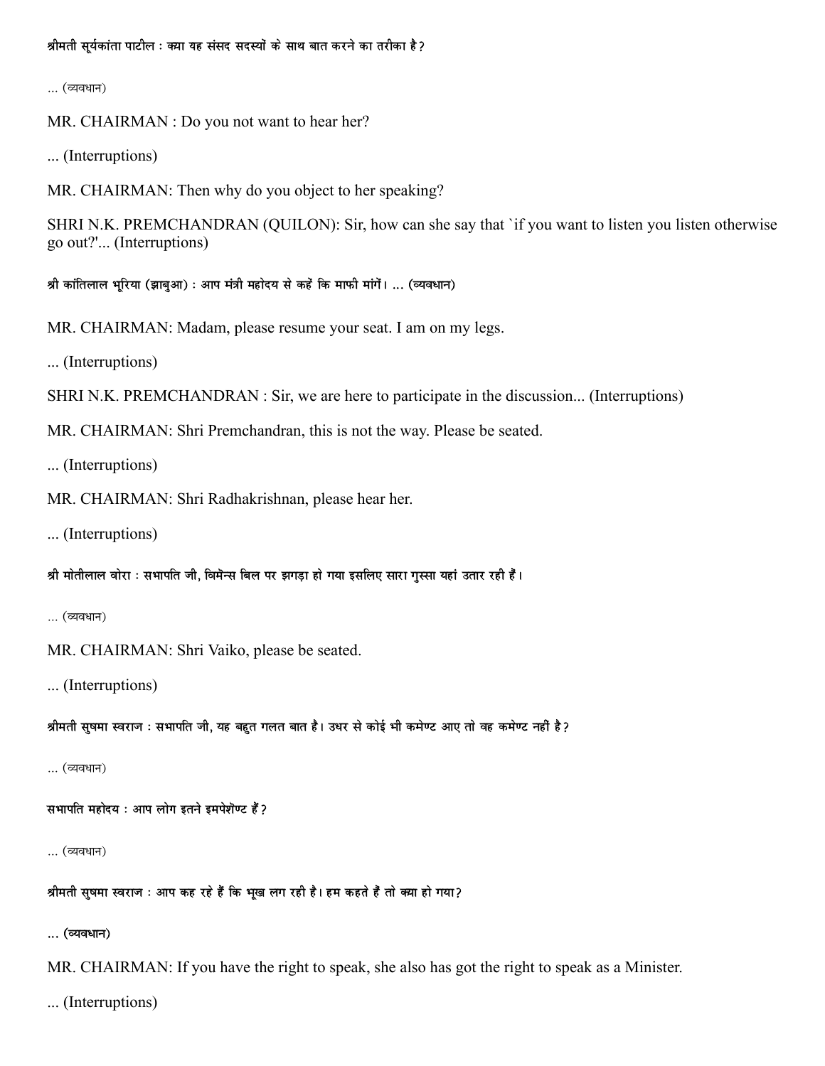श्रीमती सूर्यकांता पाटील : क्या यह संसद सदस्यों के साथ बात करने का तरीका है?

... (व्यवधान)

MR. CHAIRMAN : Do you not want to hear her?

... (Interruptions)

MR. CHAIRMAN: Then why do you object to her speaking?

SHRI N.K. PREMCHANDRAN (QUILON): Sir, how can she say that `if you want to listen you listen otherwise go out?'... (Interruptions)

श्री कांतिलाल भूरिया (झाबुआ) : आप मंत्री महोदय से कहें कि माफी मांगें। ... (व्यवधान)

MR. CHAIRMAN: Madam, please resume your seat. I am on my legs.

... (Interruptions)

SHRI N.K. PREMCHANDRAN : Sir, we are here to participate in the discussion... (Interruptions)

MR. CHAIRMAN: Shri Premchandran, this is not the way. Please be seated.

... (Interruptions)

MR. CHAIRMAN: Shri Radhakrishnan, please hear her.

... (Interruptions)

श्री मोतीलाल वोरा : सभापति जी, विमॆन्स बिल पर झगड़ा हो गया इसलिए सारा गुस्सा यहां उतार रही हैं।

... (व्यवधान)

MR. CHAIRMAN: Shri Vaiko, please be seated.

... (Interruptions)

श्रीमती सुषमा स्वराज : सभापति जी, यह बहुत गलत बात है। उधर से कोई भी कमेण्ट आए तो वह कमेण्ट नहीं है?

... (व्यवधान)

सभापति महोदय : आप लोग इतने इमपेशॆण्ट हैं?

... (व्यवधान)

श्रीमती सुषमा स्वराज : आप कह रहे हैं कि भूख लग रही है। हम कहते हैं तो क्या हो गया?

... (व्यवधान)

MR. CHAIRMAN: If you have the right to speak, she also has got the right to speak as a Minister.

... (Interruptions)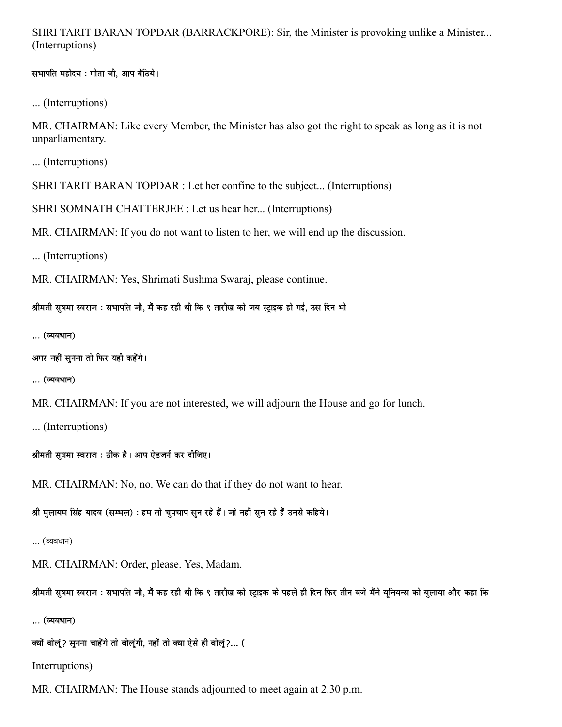SHRI TARIT BARAN TOPDAR (BARRACKPORE): Sir, the Minister is provoking unlike a Minister... (Interruptions)

सभापति महोदय : गीता जी, आप बैठिये।

... (Interruptions)

MR. CHAIRMAN: Like every Member, the Minister has also got the right to speak as long as it is not unparliamentary.

... (Interruptions)

SHRI TARIT BARAN TOPDAR : Let her confine to the subject... (Interruptions)

SHRI SOMNATH CHATTERJEE : Let us hear her... (Interruptions)

MR. CHAIRMAN: If you do not want to listen to her, we will end up the discussion.

... (Interruptions)

MR. CHAIRMAN: Yes, Shrimati Sushma Swaraj, please continue.

श्रीमती सुषमा स्वराज : सभापति जी, मैं कह रही थी कि ९ तारीख को जब स्ट्राइक हो गई, उस दिन भी

... (व्यवधान)

अगर नहीं सुनना तो फिर यही कहेंगे।

... (व्यवधान)

MR. CHAIRMAN: If you are not interested, we will adjourn the House and go for lunch.

... (Interruptions)

श्रीमती सुषमा स्वराज : ठीक है। आप ऐडजर्न कर दीजिए।

MR. CHAIRMAN: No, no. We can do that if they do not want to hear.

श्री मुलायम सिंह यादव (सम्भल) : हम तो चुपचाप सुन रहे हैं। जो नहीं सुन रहे हैं उनसे कहिये।

... (व्यवधान)

MR. CHAIRMAN: Order, please. Yes, Madam.

श्रीमती सुषमा स्वराज : सभापति जी, मैं कह रही थी कि ९ तारीख को स्ट्राइक के पहले ही दिन फिर तीन बजे मैंने यूनियन्स को बुलाया और कहा कि

... (व्यवधान)

क्यों बोलूं? सुनना चाहेंगे तो बोलूंगी, नहीं तो क्या ऐसे ही बोलूं?... (

Interruptions)

MR. CHAIRMAN: The House stands adjourned to meet again at 2.30 p.m.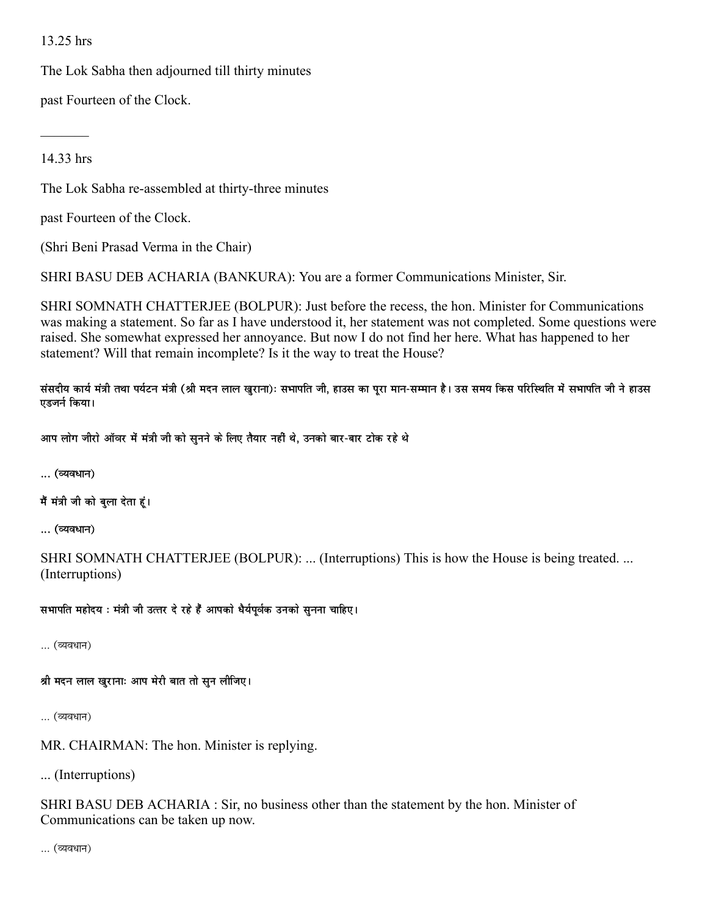13.25 hrs

The Lok Sabha then adjourned till thirty minutes

past Fourteen of the Clock.

---

14.33 hrs

The Lok Sabha re-assembled at thirty-three minutes

past Fourteen of the Clock.

(Shri Beni Prasad Verma in the Chair)

SHRI BASU DEB ACHARIA (BANKURA): You are a former Communications Minister, Sir.

SHRI SOMNATH CHATTERJEE (BOLPUR): Just before the recess, the hon. Minister for Communications was making a statement. So far as I have understood it, her statement was not completed. Some questions were raised. She somewhat expressed her annoyance. But now I do not find her here. What has happened to her statement? Will that remain incomplete? Is it the way to treat the House?

**संसदीय कार्य मंत्री तथा पर्यटन मंत्री (श्री मदन लाल खुराना)ः सभापति जी, हाउस का पूरा मान-सम्मान है। उस समय किस परिस्थिति में सभापति जी ने हाउस एडजर्न किया।**

**आप लोग जीरो ऑवर में मंत्री जी को सुनने के लिए तैयार नहीं थे, उनको बार-बार टोक रहे थे**

**... (व्यवधान)**

**मैं मंत्री जी को बुला देता हूं।**

**... (व्यवधान)**

SHRI SOMNATH CHATTERJEE (BOLPUR): ... (Interruptions) This is how the House is being treated. ... (Interruptions)

**सभापति महोदय : मंत्री जी उत्तर दे रहे हैं आपको धैर्यपूर्वक उनको सुनना चाहिए।**

... (व्यवधान)

**श्री मदन लाल खुरानाः आप मेरी बात तो सुन लीजिए।**

... (व्यवधान)

MR. CHAIRMAN: The hon. Minister is replying.

... (Interruptions)

SHRI BASU DEB ACHARIA : Sir, no business other than the statement by the hon. Minister of Communications can be taken up now.

... (व्यवधान)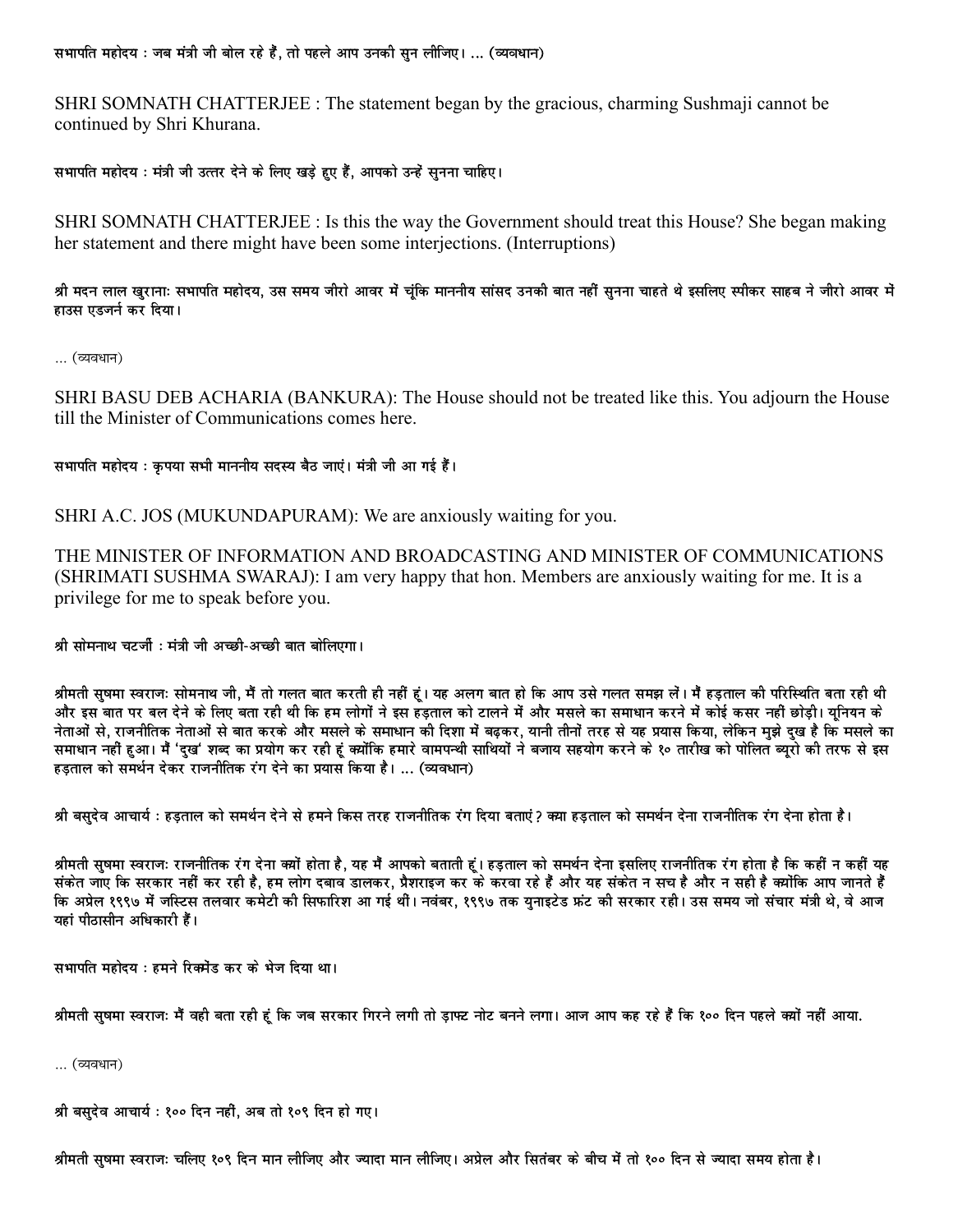सभापति महोदय : जब मंत्री जी बोल रहे हैं, तो पहले आप उनकी सुन लीजिए। ... (व्यवधान)

SHRI SOMNATH CHATTERJEE : The statement began by the gracious, charming Sushmaji cannot be continued by Shri Khurana.

सभापति महोदय : मंत्री जी उत्तर देने के लिए खड़े हुए हैं, आपको उन्हें सुनना चाहिए।

SHRI SOMNATH CHATTERJEE : Is this the way the Government should treat this House? She began making her statement and there might have been some interjections. (Interruptions)

श्री मदन लाल खुराना: सभापति महोदय, उस समय जीरो आवर में चूंकि माननीय सांसद उनकी बात नहीं सुनना चाहते थे इसलिए स्पीकर साहब ने जीरो आवर में हाउस एडजर्न कर दिया।

... (व्यवधान)

SHRI BASU DEB ACHARIA (BANKURA): The House should not be treated like this. You adjourn the House till the Minister of Communications comes here.

सभापति महोदय : कृपया सभी माननीय सदस्य बैठ जाएं। मंत्री जी आ गई हैं।

SHRI A.C. JOS (MUKUNDAPURAM): We are anxiously waiting for you.

THE MINISTER OF INFORMATION AND BROADCASTING AND MINISTER OF COMMUNICATIONS (SHRIMATI SUSHMA SWARAJ): I am very happy that hon. Members are anxiously waiting for me. It is a privilege for me to speak before you.

श्री सोमनाथ चटर्जी : मंत्री जी अच्छी-अच्छी बात बोलिएगा।

श्रीमती सुषमा स्वराजः सोमनाथ जी, मैं तो गलत बात करती ही नहीं हूं। यह अलग बात हो कि आप उसे गलत समझ लें। मैं हड़ताल की परिस्थिति बता रही थी और इस बात पर बल देने के लिए बता रही थी कि हम लोगों ने इस हड़ताल को टालने में और मसले का समाधान करने में कोई कसर नहीं छोड़ी। यूनियन के नेताओं से, राजनीतिक नेताओं से बात करके और मसले के समाधान की दिशा में बढ़कर, यानी तीनों तरह से यह प्रयास किया, लेकिन मुझे दुख है कि मसले का समाधान नहीं हुआ। मैं 'दुख' शब्द का प्रयोग कर रही हूं क्योंकि हमारे वामपन्थी साथियों ने बजाय सहयोग करने के १० तारीख को पोलित ब्यूरो की तरफ से इस हड़ताल को समर्थन देकर राजनीतिक रंग देने का प्रयास किया है। ... (व्यवधान)

श्री बसुदेव आचार्य : हड़ताल को समर्थन देने से हमने किस तरह राजनीतिक रंग दिया बताएं? क्या हड़ताल को समर्थन देना राजनीतिक रंग देना होता है।

श्रीमती सुषमा स्वराजः राजनीतिक रंग देना क्यों होता है, यह मैं आपको बताती हूं। हड़ताल को समर्थन देना इसलिए राजनीतिक रंग होता है कि कहीं न कहीं यह संकेत जाए कि सरकार नहीं कर रही है, हम लोग दबाव डालकर, प्रैशराइज कर के करवा रहे हैं और यह संकेत न सच है और न सही है क्योंकि आप जानते हैं कि अप्रेल १९९७ में जस्टिस तलवार कमेटी की सिफारिश आ गई थीं। नवंबर, १९९७ तक युनाइटेड फ्रंट की सरकार रही। उस समय जो संचार मंत्री थे, वे आज यहां पीठासीन अधिकारी हैं।

सभापति महोदय : हमने रिकमेंड कर के भेज दिया था।

श्रीमती सुषमा स्वराजः मैं वही बता रही हूं कि जब सरकार गिरने लगी तो ड्राफ्ट नोट बनने लगा। आज आप कह रहे हैं कि १०० दिन पहले क्यों नहीं आया.

... (व्यवधान)

श्री बसुदेव आचार्य : १०० दिन नहीं, अब तो १०९ दिन हो गए।

श्रीमती सुषमा स्वराजः चलिए १०९ दिन मान लीजिए और ज्यादा मान लीजिए। अप्रेल और सितंबर के बीच में तो १०० दिन से ज्यादा समय होता है।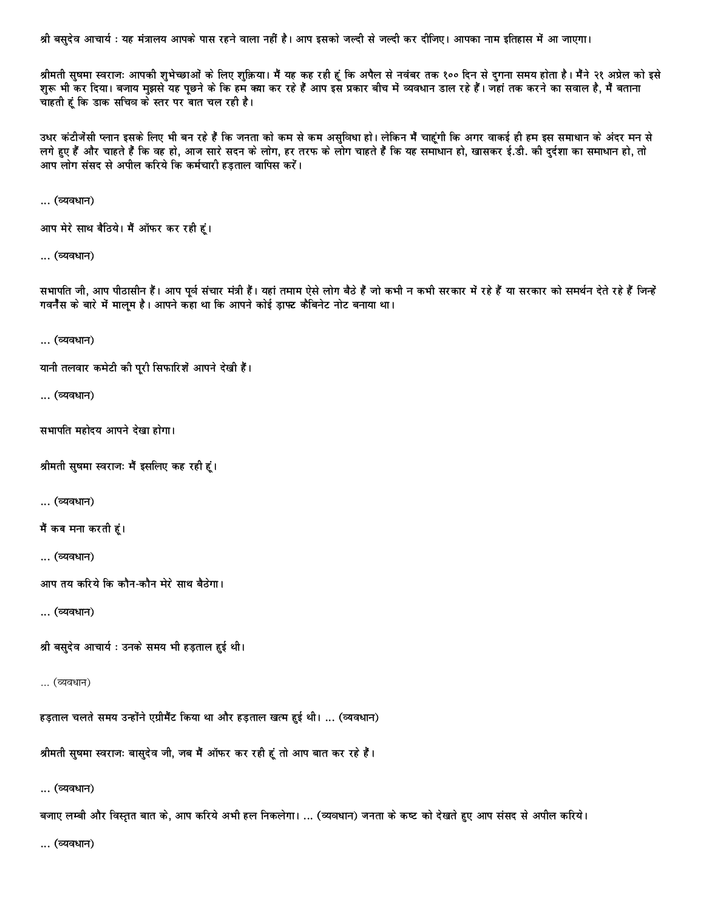श्री बसुदेव आचार्य : यह मंत्रालय आपके पास रहने वाला नहीं है। आप इसको जल्दी से जल्दी कर दीजिए। आपका नाम इतिहास में आ जाएगा।

श्रीमती सुषमा स्वराजः आपकी शुभेच्छाओं के लिए शुक्रिया। मैं यह कह रही हूं कि अपैल से नवंबर तक १०० दिन से दुगना समय होता है। मैंने २१ अप्रेल को इसे शुरू भी कर दिया। बजाय मुझसे यह पूछने के कि हम क्या कर रहे हैं आप इस प्रकार बीच में व्यवधान डाल रहे हैं। जहां तक करने का सवाल है, मैं बताना चाहती हूं कि डाक सचिव के स्तर पर बात चल रही है।

उधर कंटीजेंसी प्लान इसके लिए भी बन रहे हैं कि जनता को कम से कम असुविधा हो। लेकिन मैं चाहूंगी कि अगर वाकई ही हम इस समाधान के अंदर मन से लगे हुए हैं और चाहते हैं कि वह हो, आज सारे सदन के लोग, हर तरफ के लोग चाहते हैं कि यह समाधान हो, खासकर ई.डी. की दुर्दशा का समाधान हो, तो आप लोग संसद से अपील करिये कि कर्मचारी हड़ताल वापिस करें।

... (व्यवधान)

आप मेरे साथ बैठिये। मैं ऑफर कर रही हूं।

... (व्यवधान)

सभापति जी, आप पीठासीन हैं। आप पूर्व संचार मंत्री हैं। यहां तमाम ऐसे लोग बैठे हैं जो कभी न कभी सरकार में रहे हैं या सरकार को समर्थन देते रहे हैं जिन्हें गवर्नेंस के बारे में मालूम है। आपने कहा था कि आपने कोई ड्राफ्ट कैबिनेट नोट बनाया था।

... (व्यवधान)

यानी तलवार कमेटी की पूरी सिफारिशें आपने देखी हैं।

... (व्यवधान)

सभापति महोदय आपने देखा होगा।

श्रीमती सुषमा स्वराजः मैं इसलिए कह रही हूं।

... (व्यवधान)

मैं कब मना करती हूं।

... (व्यवधान)

आप तय करिये कि कौन-कौन मेरे साथ बैठेगा।

... (व्यवधान)

श्री बसुदेव आचार्य : उनके समय भी हड़ताल हुई थी।

... (व्यवधान)

हड़ताल चलते समय उन्होंने एग्रीमैंट किया था और हड़ताल खत्म हुई थी। ... (व्यवधान)

श्रीमती सुषमा स्वराजः बासुदेव जी, जब मैं ऑफर कर रही हूं तो आप बात कर रहे हैं।

... (व्यवधान)

बजाए लम्बी और विस्तृत बात के, आप करिये अभी हल निकलेगा। ... (व्यवधान) जनता के कष्ट को देखते हुए आप संसद से अपील करिये।

... (व्यवधान)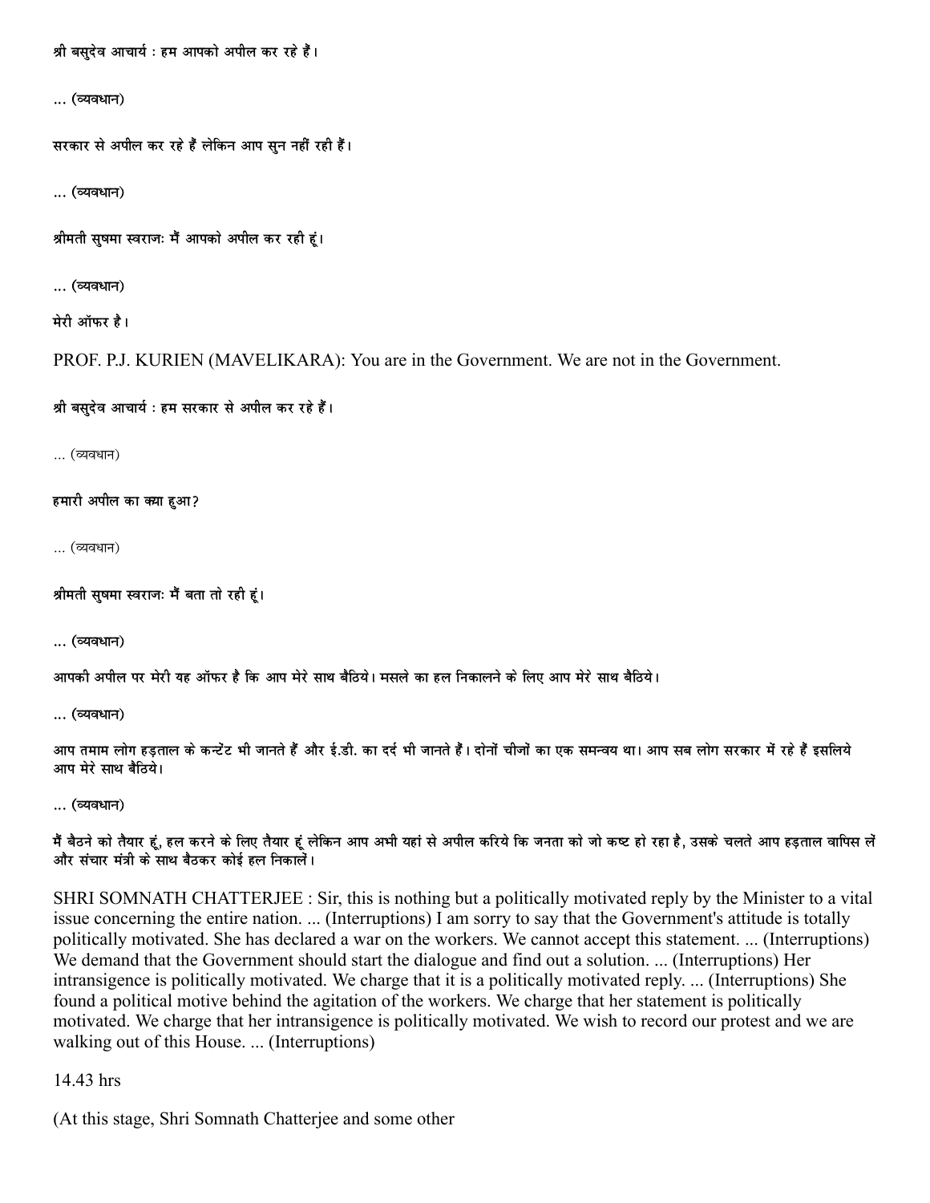श्री बसुदेव आचार्य : हम आपको अपील कर रहे हैं।

... (व्यवधान)

सरकार से अपील कर रहे हैं लेकिन आप सुन नहीं रही हैं।

... (व्यवधान)

श्रीमती सुषमा स्वराजः मैं आपको अपील कर रही हूं।

... (व्यवधान)

मेरी ऑफर है।

PROF. P.J. KURIEN (MAVELIKARA): You are in the Government. We are not in the Government.

श्री बसुदेव आचार्य : हम सरकार से अपील कर रहे हैं।

... (व्यवधान)

हमारी अपील का क्या हुआ?

... (व्यवधान)

श्रीमती सुषमा स्वराजः मैं बता तो रही हूं।

... (व्यवधान)

आपकी अपील पर मेरी यह ऑफर है कि आप मेरे साथ बैठिये। मसले का हल निकालने के लिए आप मेरे साथ बैठिये।

... (व्यवधान)

आप तमाम लोग हड़ताल के कन्टेंट भी जानते हैं और ई.डी. का दर्द भी जानते हैं। दोनों चीजों का एक समन्वय था। आप सब लोग सरकार में रहे हैं इसलिये आप मेरे साथ बैठिये।

... (व्यवधान)

मैं बैठने को तैयार हूं, हल करने के लिए तैयार हूं लेकिन आप अभी यहां से अपील करिये कि जनता को जो कष्ट हो रहा है, उसके चलते आप हड़ताल वापिस लें और संचार मंत्री के साथ बैठकर कोई हल निकालें।

SHRI SOMNATH CHATTERJEE : Sir, this is nothing but a politically motivated reply by the Minister to a vital issue concerning the entire nation. ... (Interruptions) I am sorry to say that the Government's attitude is totally politically motivated. She has declared a war on the workers. We cannot accept this statement. ... (Interruptions) We demand that the Government should start the dialogue and find out a solution. ... (Interruptions) Her intransigence is politically motivated. We charge that it is a politically motivated reply. ... (Interruptions) She found a political motive behind the agitation of the workers. We charge that her statement is politically motivated. We charge that her intransigence is politically motivated. We wish to record our protest and we are walking out of this House. ... (Interruptions)

14.43 hrs

(At this stage, Shri Somnath Chatterjee and some other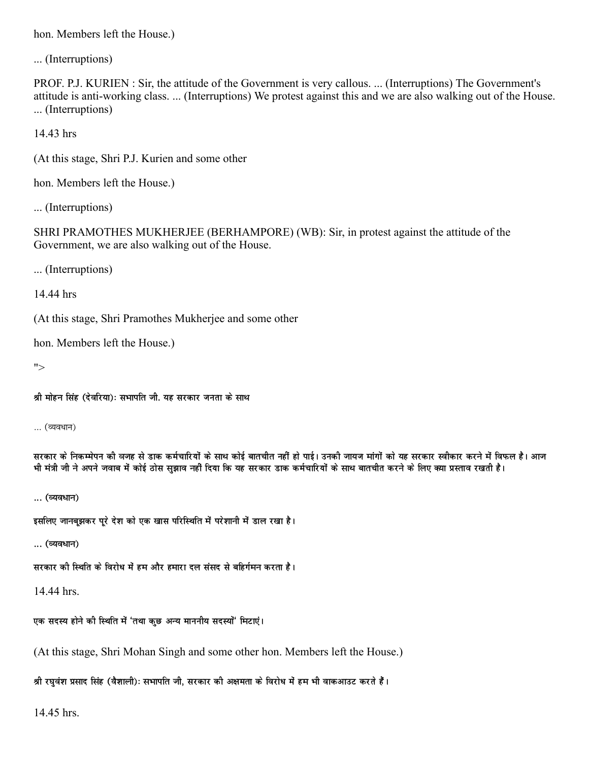hon. Members left the House.)

... (Interruptions)

PROF. P.J. KURIEN : Sir, the attitude of the Government is very callous. ... (Interruptions) The Government's attitude is anti-working class. ... (Interruptions) We protest against this and we are also walking out of the House. ... (Interruptions)

14.43 hrs

(At this stage, Shri P.J. Kurien and some other

hon. Members left the House.)

... (Interruptions)

SHRI PRAMOTHES MUKHERJEE (BERHAMPORE) (WB): Sir, in protest against the attitude of the Government, we are also walking out of the House.

... (Interruptions)

14.44 hrs

(At this stage, Shri Pramothes Mukherjee and some other

hon. Members left the House.)

">

**श्री मोहन सिंह (देवरिया)ः सभापति जी. यह सरकार जनता के साथ**

... (व्यवधान)

सरकार के निकम्मेपन की वजह से डाक कर्मचारियों के साथ कोई बातचीत नहीं हो पाई। उनकी जायज मांगों को यह सरकार स्वीकार करने में विफल है। आज भी मंत्री जी ने अपने जवाब में कोई ठोस सुझाव नहीं दिया कि यह सरकार डाक कर्मचारियों के साथ बातचीत करने के लिए क्या प्रस्ताव रखती है।

... (व्यवधान)

इसलिए जानबूझकर पूरे देश को एक खास परिस्थिति में परेशानी में डाल रखा है।

... (व्यवधान)

सरकार की स्थिति के विरोध में हम और हमारा दल संसद से बहिर्गमन करता है।

14.44 hrs.

एक सदस्य होने की स्थिति में 'तथा कुछ अन्य माननीय सदस्यों' मिटाएं।

(At this stage, Shri Mohan Singh and some other hon. Members left the House.)

**श्री रघुवंश प्रसाद सिंह (वैशाली)ः** सभापति जी, सरकार की अक्षमता के विरोध में हम भी वाकआउट करते हैं।

14.45 hrs.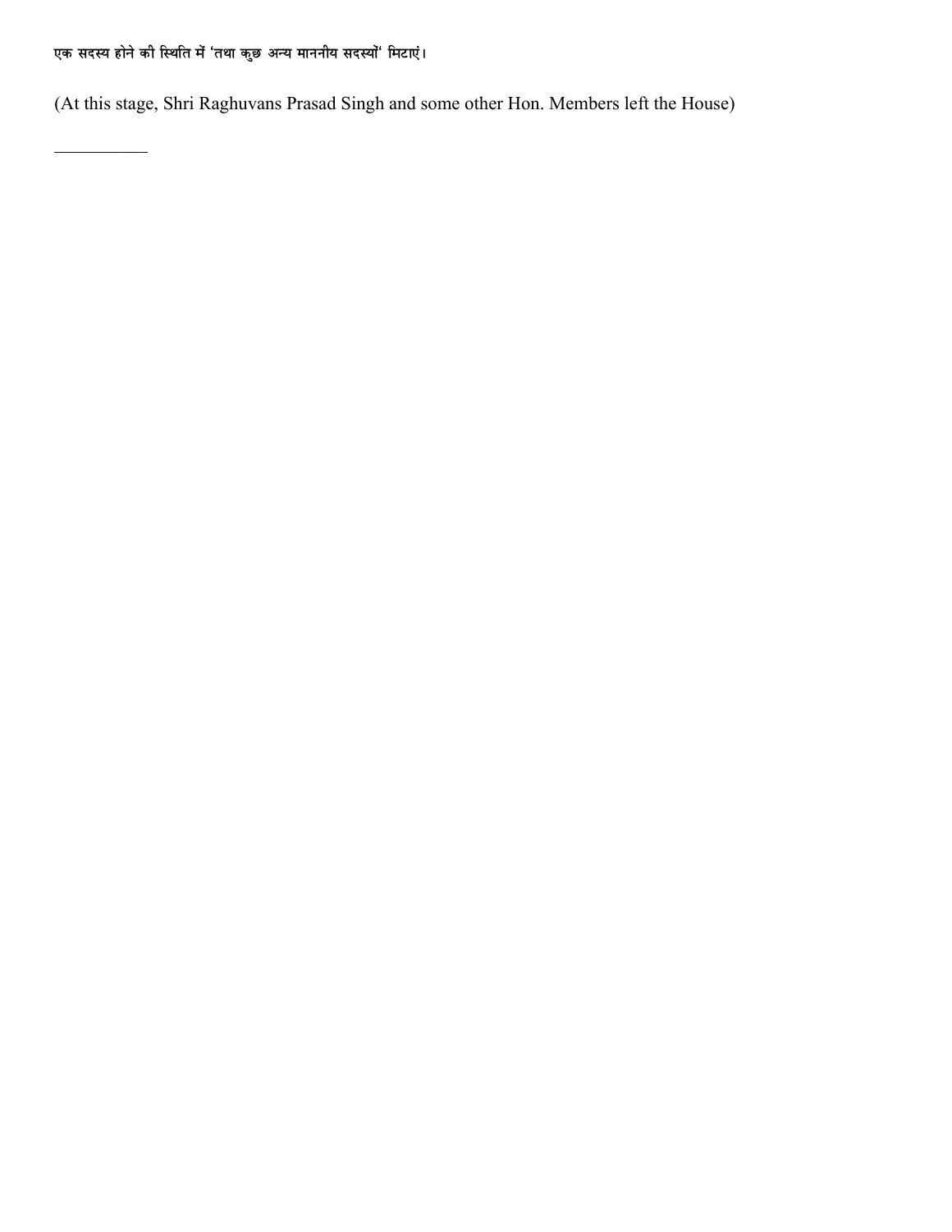**एक सदस्य होने की स्थिति में 'तथा कुछ अन्य माननीय सदस्यों' मिटाएं।**

(At this stage, Shri Raghuvans Prasad Singh and some other Hon. Members left the House)

---